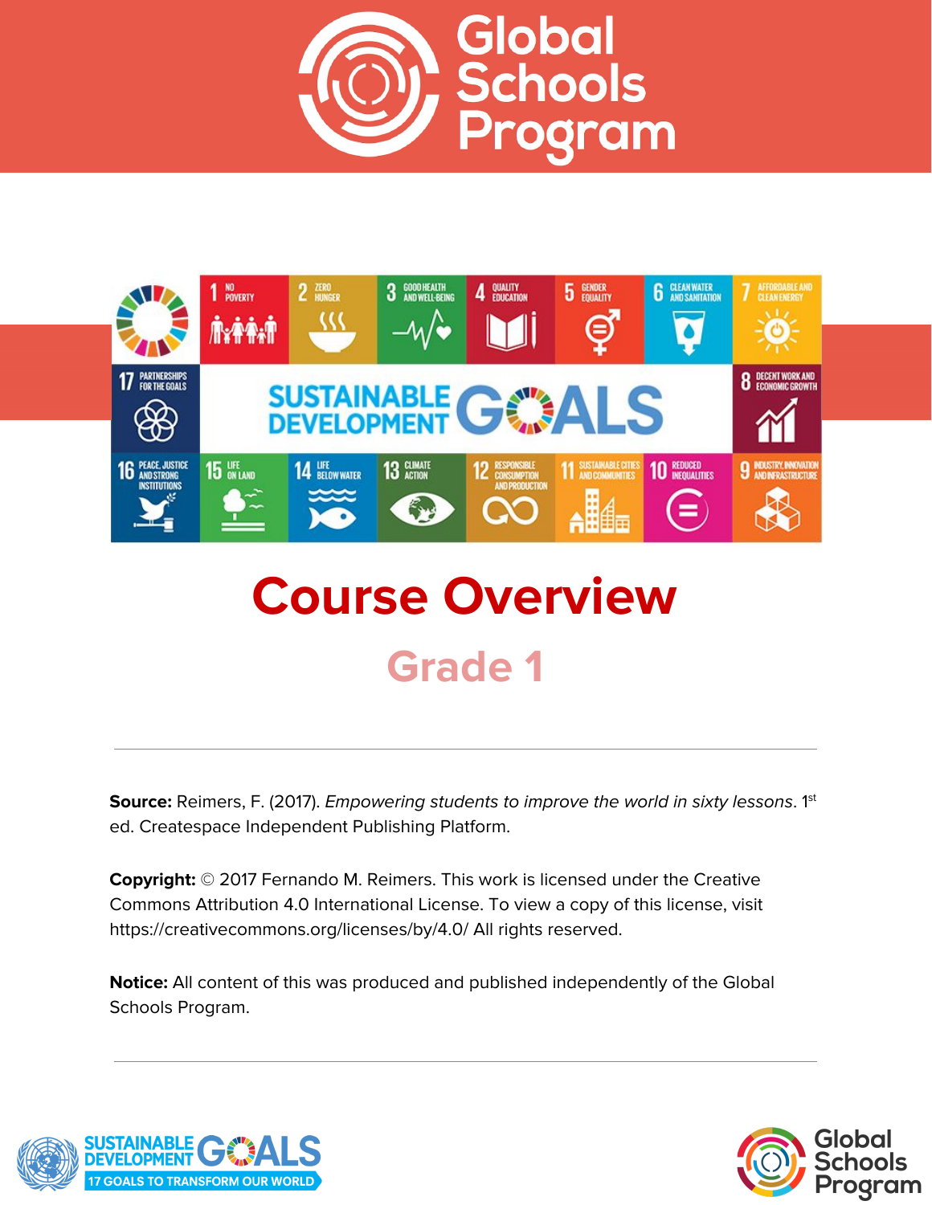# Global Schools Program

# Course Overview

## Grade 1

---

**Source:** Reimers, F. (2017). *Empowering students to improve the world in sixty lessons*. 1st ed. Createspace Independent Publishing Platform.

**Copyright:** © 2017 Fernando M. Reimers. This work is licensed under the Creative Commons Attribution 4.0 International License. To view a copy of this license, visit https://creativecommons.org/licenses/by/4.0/ All rights reserved.

**Notice:** All content of this was produced and published independently of the Global Schools Program.

---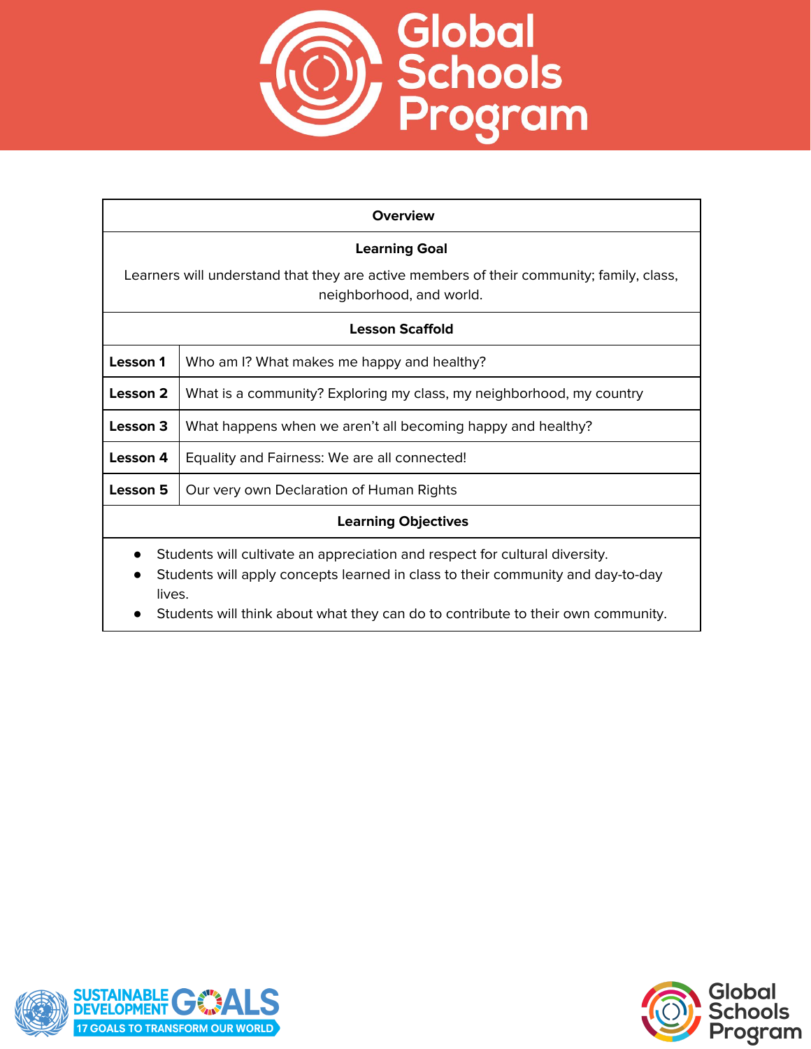| Overview | |
|---|---|
| **Learning Goal**<br>Learners will understand that they are active members of their community; family, class, neighborhood, and world. | |
| **Lesson Scaffold** | |
| **Lesson 1** | Who am I? What makes me happy and healthy? |
| **Lesson 2** | What is a community? Exploring my class, my neighborhood, my country |
| **Lesson 3** | What happens when we aren't all becoming happy and healthy? |
| **Lesson 4** | Equality and Fairness: We are all connected! |
| **Lesson 5** | Our very own Declaration of Human Rights |
| **Learning Objectives** | |
| • Students will cultivate an appreciation and respect for cultural diversity.<br>• Students will apply concepts learned in class to their community and day-to-day lives.<br>• Students will think about what they can do to contribute to their own community. | |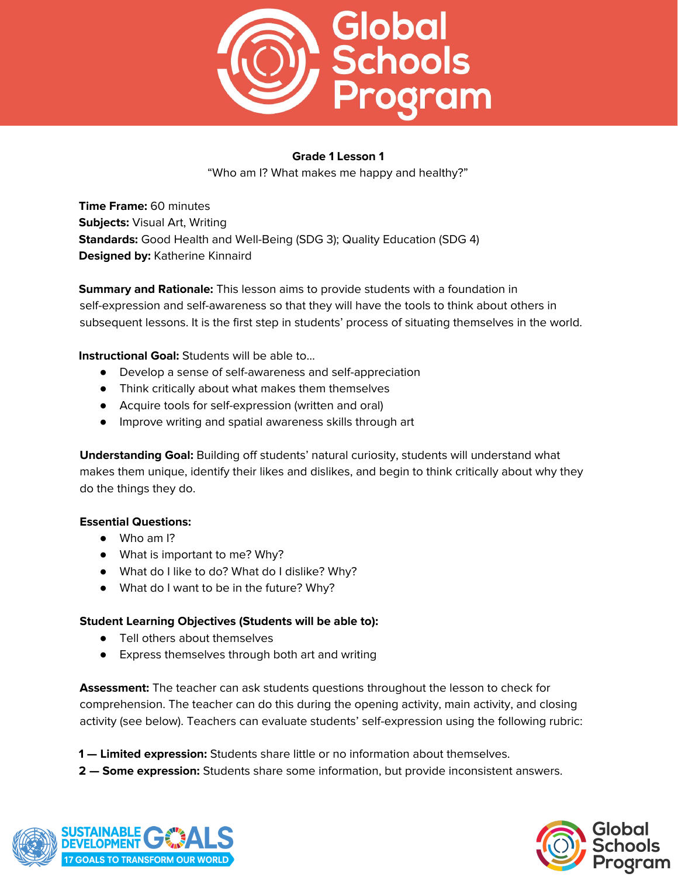**Grade 1 Lesson 1**

"Who am I? What makes me happy and healthy?"

**Time Frame:** 60 minutes
**Subjects:** Visual Art, Writing
**Standards:** Good Health and Well-Being (SDG 3); Quality Education (SDG 4)
**Designed by:** Katherine Kinnaird

**Summary and Rationale:** This lesson aims to provide students with a foundation in self-expression and self-awareness so that they will have the tools to think about others in subsequent lessons. It is the first step in students' process of situating themselves in the world.

**Instructional Goal:** Students will be able to…

- Develop a sense of self-awareness and self-appreciation
- Think critically about what makes them themselves
- Acquire tools for self-expression (written and oral)
- Improve writing and spatial awareness skills through art

**Understanding Goal:** Building off students' natural curiosity, students will understand what makes them unique, identify their likes and dislikes, and begin to think critically about why they do the things they do.

**Essential Questions:**

- Who am I?
- What is important to me? Why?
- What do I like to do? What do I dislike? Why?
- What do I want to be in the future? Why?

**Student Learning Objectives (Students will be able to):**

- Tell others about themselves
- Express themselves through both art and writing

**Assessment:** The teacher can ask students questions throughout the lesson to check for comprehension. The teacher can do this during the opening activity, main activity, and closing activity (see below). Teachers can evaluate students' self-expression using the following rubric:

**1 — Limited expression:** Students share little or no information about themselves.
**2 — Some expression:** Students share some information, but provide inconsistent answers.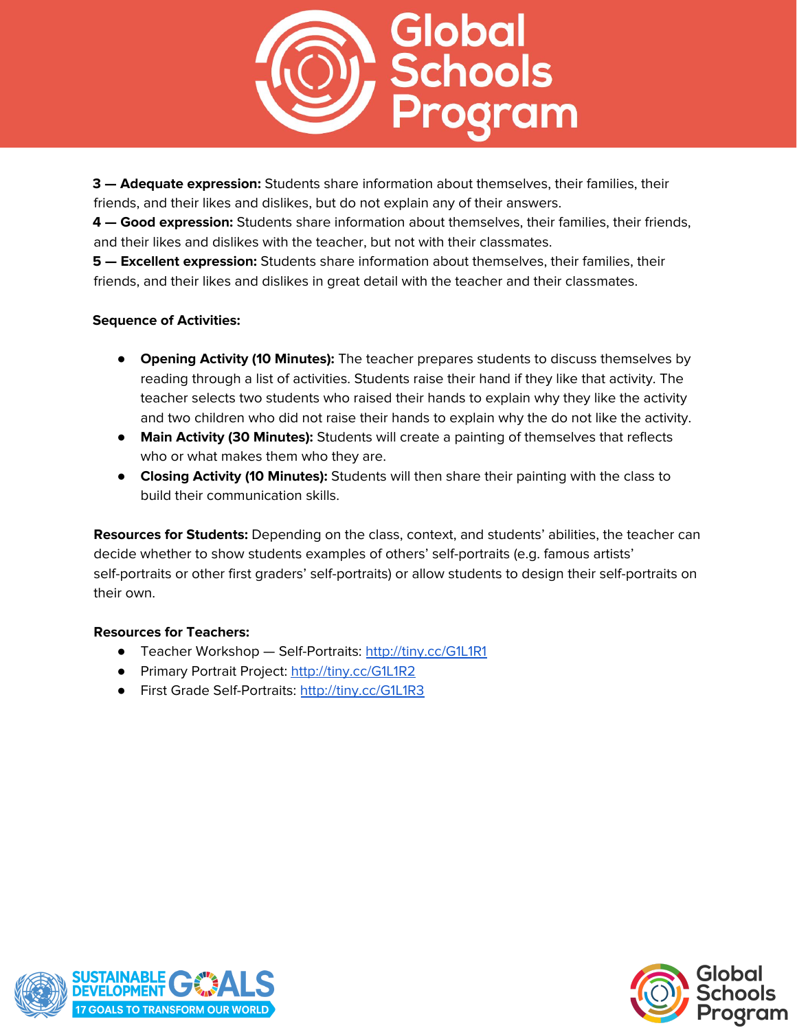**3 — Adequate expression:** Students share information about themselves, their families, their friends, and their likes and dislikes, but do not explain any of their answers.
**4 — Good expression:** Students share information about themselves, their families, their friends, and their likes and dislikes with the teacher, but not with their classmates.
**5 — Excellent expression:** Students share information about themselves, their families, their friends, and their likes and dislikes in great detail with the teacher and their classmates.

**Sequence of Activities:**

- **Opening Activity (10 Minutes):** The teacher prepares students to discuss themselves by reading through a list of activities. Students raise their hand if they like that activity. The teacher selects two students who raised their hands to explain why they like the activity and two children who did not raise their hands to explain why the do not like the activity.
- **Main Activity (30 Minutes):** Students will create a painting of themselves that reflects who or what makes them who they are.
- **Closing Activity (10 Minutes):** Students will then share their painting with the class to build their communication skills.

**Resources for Students:** Depending on the class, context, and students' abilities, the teacher can decide whether to show students examples of others' self-portraits (e.g. famous artists' self-portraits or other first graders' self-portraits) or allow students to design their self-portraits on their own.

**Resources for Teachers:**

- Teacher Workshop — Self-Portraits: http://tiny.cc/G1L1R1
- Primary Portrait Project: http://tiny.cc/G1L1R2
- First Grade Self-Portraits: http://tiny.cc/G1L1R3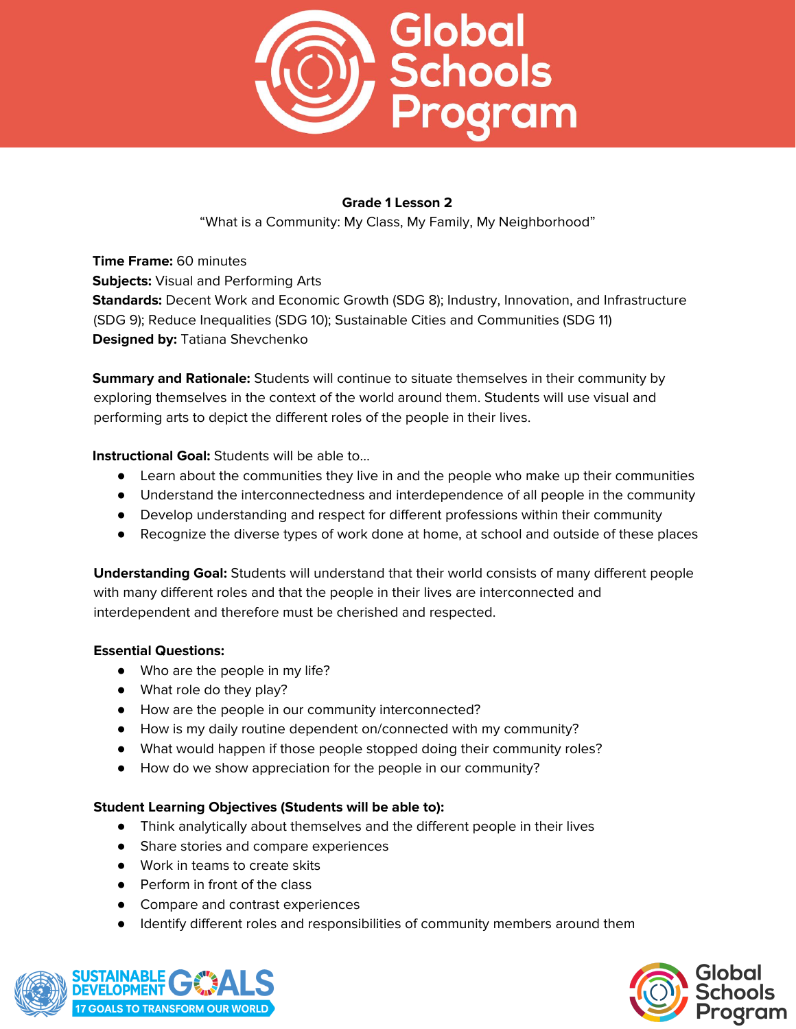**Grade 1 Lesson 2**

"What is a Community: My Class, My Family, My Neighborhood"

**Time Frame:** 60 minutes
**Subjects:** Visual and Performing Arts
**Standards:** Decent Work and Economic Growth (SDG 8); Industry, Innovation, and Infrastructure (SDG 9); Reduce Inequalities (SDG 10); Sustainable Cities and Communities (SDG 11)
**Designed by:** Tatiana Shevchenko

**Summary and Rationale:** Students will continue to situate themselves in their community by exploring themselves in the context of the world around them. Students will use visual and performing arts to depict the different roles of the people in their lives.

**Instructional Goal:** Students will be able to…

- Learn about the communities they live in and the people who make up their communities
- Understand the interconnectedness and interdependence of all people in the community
- Develop understanding and respect for different professions within their community
- Recognize the diverse types of work done at home, at school and outside of these places

**Understanding Goal:** Students will understand that their world consists of many different people with many different roles and that the people in their lives are interconnected and interdependent and therefore must be cherished and respected.

**Essential Questions:**

- Who are the people in my life?
- What role do they play?
- How are the people in our community interconnected?
- How is my daily routine dependent on/connected with my community?
- What would happen if those people stopped doing their community roles?
- How do we show appreciation for the people in our community?

**Student Learning Objectives (Students will be able to):**

- Think analytically about themselves and the different people in their lives
- Share stories and compare experiences
- Work in teams to create skits
- Perform in front of the class
- Compare and contrast experiences
- Identify different roles and responsibilities of community members around them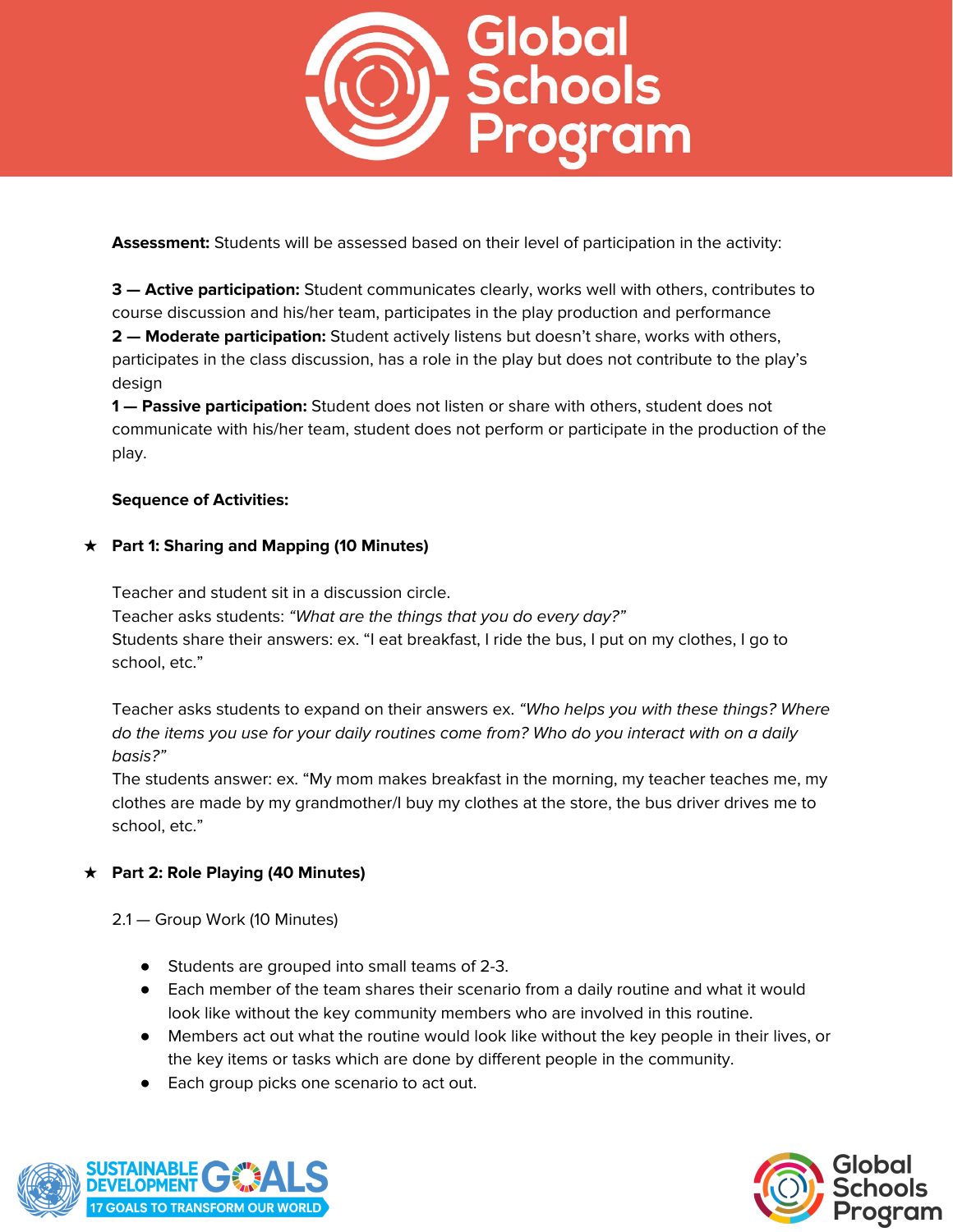**Assessment:** Students will be assessed based on their level of participation in the activity:

**3 — Active participation:** Student communicates clearly, works well with others, contributes to course discussion and his/her team, participates in the play production and performance
**2 — Moderate participation:** Student actively listens but doesn't share, works with others, participates in the class discussion, has a role in the play but does not contribute to the play's design
**1 — Passive participation:** Student does not listen or share with others, student does not communicate with his/her team, student does not perform or participate in the production of the play.

**Sequence of Activities:**

★ **Part 1: Sharing and Mapping (10 Minutes)**

Teacher and student sit in a discussion circle.
Teacher asks students: *"What are the things that you do every day?"*
Students share their answers: ex. "I eat breakfast, I ride the bus, I put on my clothes, I go to school, etc."

Teacher asks students to expand on their answers ex. *"Who helps you with these things? Where do the items you use for your daily routines come from? Who do you interact with on a daily basis?"*
The students answer: ex. "My mom makes breakfast in the morning, my teacher teaches me, my clothes are made by my grandmother/I buy my clothes at the store, the bus driver drives me to school, etc."

★ **Part 2: Role Playing (40 Minutes)**

2.1 — Group Work (10 Minutes)

- Students are grouped into small teams of 2-3.
- Each member of the team shares their scenario from a daily routine and what it would look like without the key community members who are involved in this routine.
- Members act out what the routine would look like without the key people in their lives, or the key items or tasks which are done by different people in the community.
- Each group picks one scenario to act out.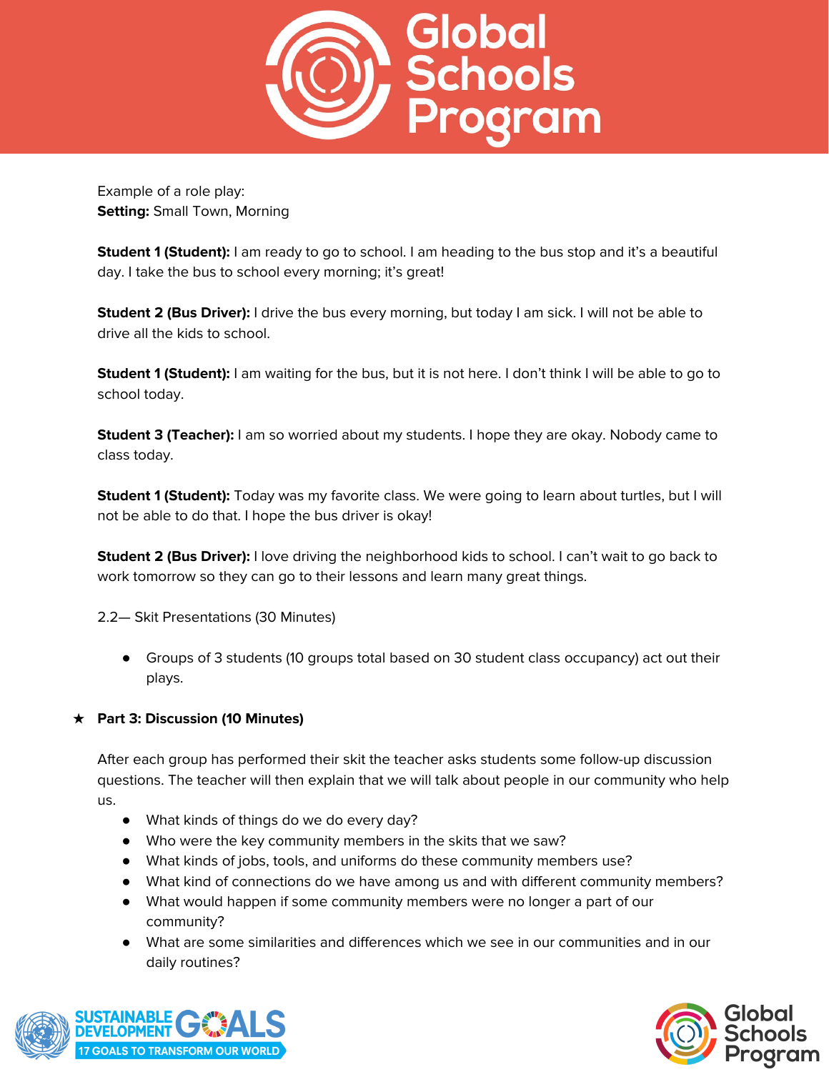Example of a role play:
**Setting:** Small Town, Morning

**Student 1 (Student):** I am ready to go to school. I am heading to the bus stop and it's a beautiful day. I take the bus to school every morning; it's great!

**Student 2 (Bus Driver):** I drive the bus every morning, but today I am sick. I will not be able to drive all the kids to school.

**Student 1 (Student):** I am waiting for the bus, but it is not here. I don't think I will be able to go to school today.

**Student 3 (Teacher):** I am so worried about my students. I hope they are okay. Nobody came to class today.

**Student 1 (Student):** Today was my favorite class. We were going to learn about turtles, but I will not be able to do that. I hope the bus driver is okay!

**Student 2 (Bus Driver):** I love driving the neighborhood kids to school. I can't wait to go back to work tomorrow so they can go to their lessons and learn many great things.

2.2— Skit Presentations (30 Minutes)

- Groups of 3 students (10 groups total based on 30 student class occupancy) act out their plays.

★ **Part 3: Discussion (10 Minutes)**

After each group has performed their skit the teacher asks students some follow-up discussion questions. The teacher will then explain that we will talk about people in our community who help us.

- What kinds of things do we do every day?
- Who were the key community members in the skits that we saw?
- What kinds of jobs, tools, and uniforms do these community members use?
- What kind of connections do we have among us and with different community members?
- What would happen if some community members were no longer a part of our community?
- What are some similarities and differences which we see in our communities and in our daily routines?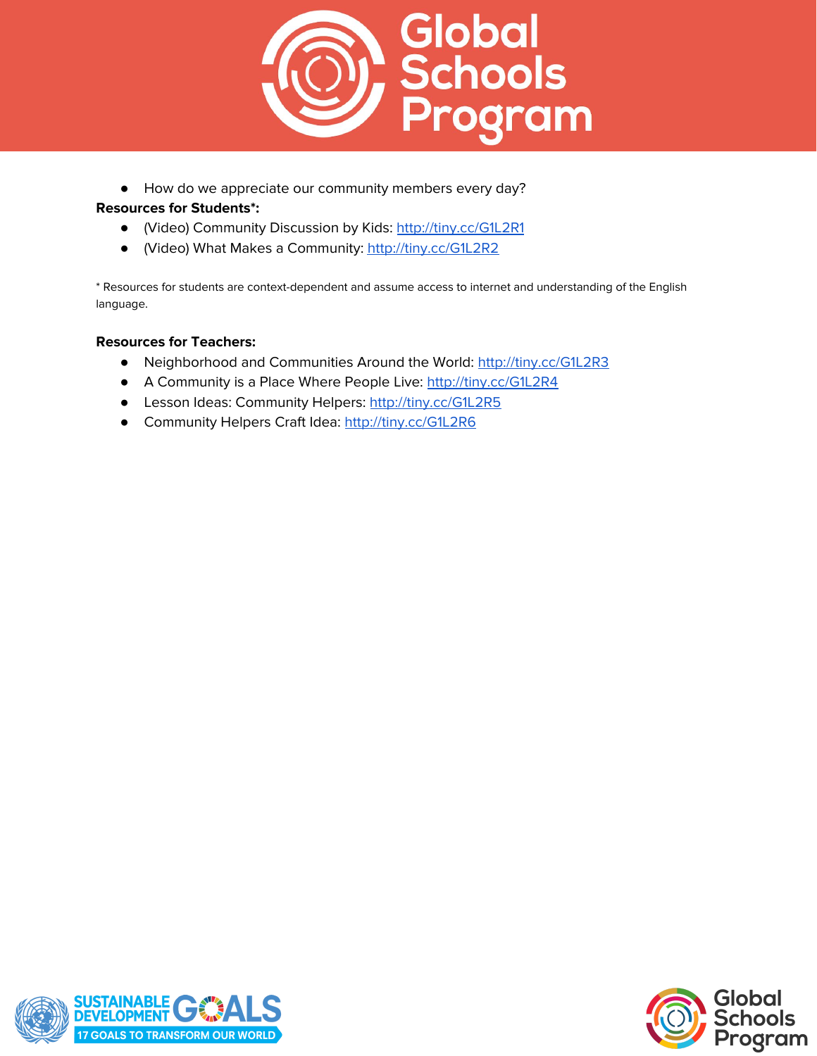- How do we appreciate our community members every day?

**Resources for Students*:**

- (Video) Community Discussion by Kids: http://tiny.cc/G1L2R1
- (Video) What Makes a Community: http://tiny.cc/G1L2R2

* Resources for students are context-dependent and assume access to internet and understanding of the English language.

**Resources for Teachers:**

- Neighborhood and Communities Around the World: http://tiny.cc/G1L2R3
- A Community is a Place Where People Live: http://tiny.cc/G1L2R4
- Lesson Ideas: Community Helpers: http://tiny.cc/G1L2R5
- Community Helpers Craft Idea: http://tiny.cc/G1L2R6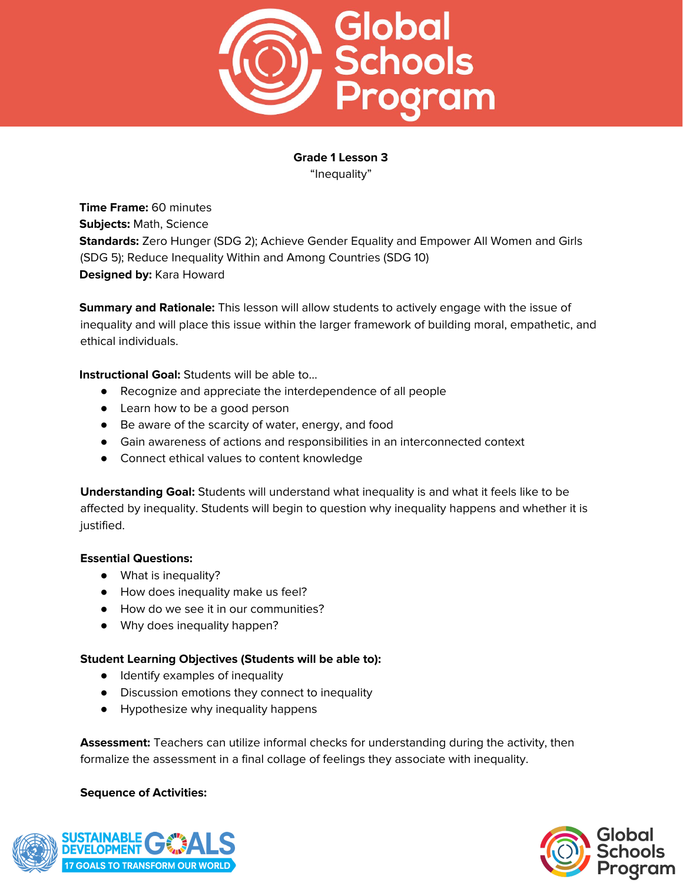**Grade 1 Lesson 3**

"Inequality"

**Time Frame:** 60 minutes
**Subjects:** Math, Science
**Standards:** Zero Hunger (SDG 2); Achieve Gender Equality and Empower All Women and Girls (SDG 5); Reduce Inequality Within and Among Countries (SDG 10)
**Designed by:** Kara Howard

**Summary and Rationale:** This lesson will allow students to actively engage with the issue of inequality and will place this issue within the larger framework of building moral, empathetic, and ethical individuals.

**Instructional Goal:** Students will be able to...

- Recognize and appreciate the interdependence of all people
- Learn how to be a good person
- Be aware of the scarcity of water, energy, and food
- Gain awareness of actions and responsibilities in an interconnected context
- Connect ethical values to content knowledge

**Understanding Goal:** Students will understand what inequality is and what it feels like to be affected by inequality. Students will begin to question why inequality happens and whether it is justified.

**Essential Questions:**

- What is inequality?
- How does inequality make us feel?
- How do we see it in our communities?
- Why does inequality happen?

**Student Learning Objectives (Students will be able to):**

- Identify examples of inequality
- Discussion emotions they connect to inequality
- Hypothesize why inequality happens

**Assessment:** Teachers can utilize informal checks for understanding during the activity, then formalize the assessment in a final collage of feelings they associate with inequality.

**Sequence of Activities:**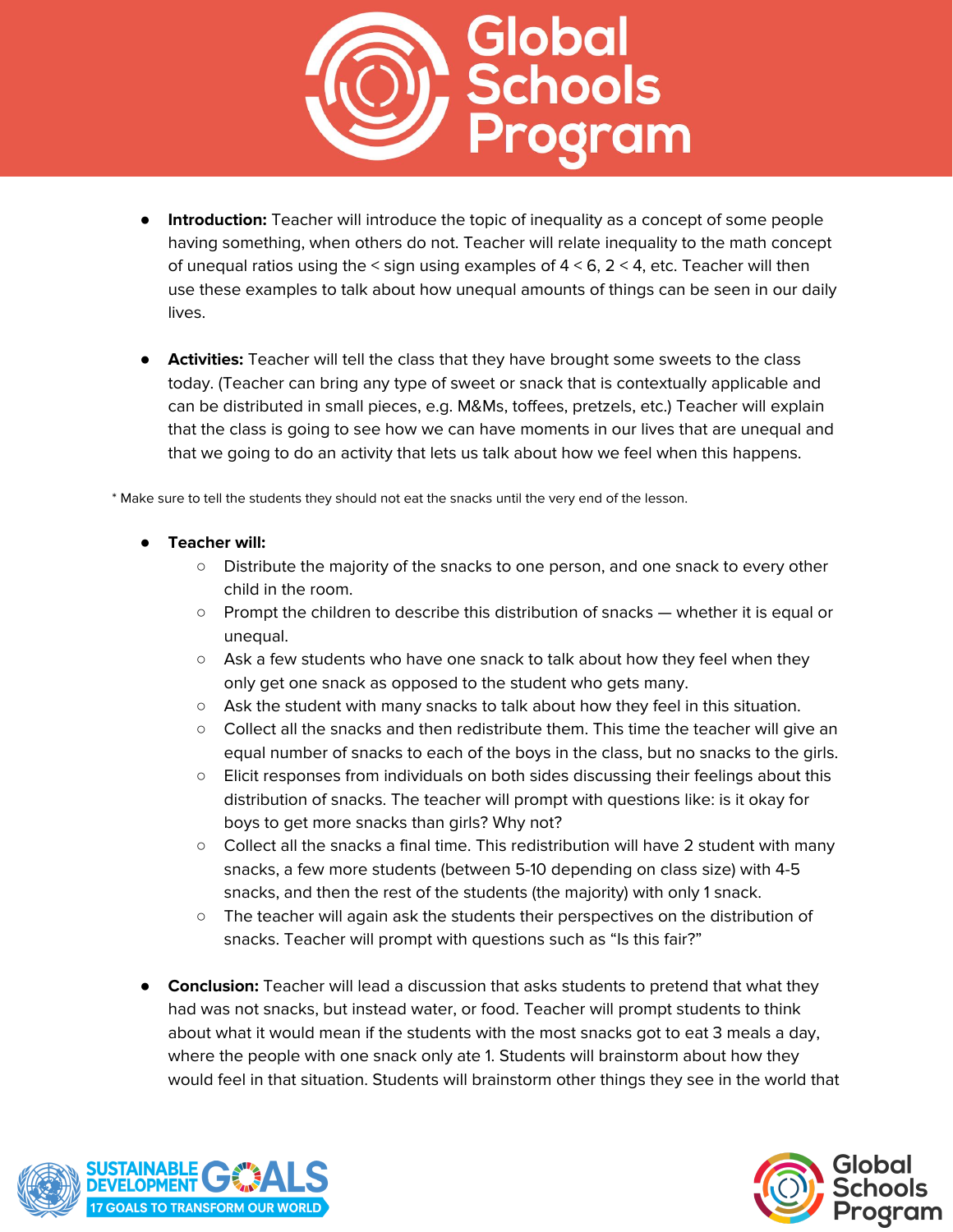- **Introduction:** Teacher will introduce the topic of inequality as a concept of some people having something, when others do not. Teacher will relate inequality to the math concept of unequal ratios using the < sign using examples of $4 < 6$, $2 < 4$, etc. Teacher will then use these examples to talk about how unequal amounts of things can be seen in our daily lives.

- **Activities:** Teacher will tell the class that they have brought some sweets to the class today. (Teacher can bring any type of sweet or snack that is contextually applicable and can be distributed in small pieces, e.g. M&Ms, toffees, pretzels, etc.) Teacher will explain that the class is going to see how we can have moments in our lives that are unequal and that we going to do an activity that lets us talk about how we feel when this happens.

* Make sure to tell the students they should not eat the snacks until the very end of the lesson.

- **Teacher will:**
  - Distribute the majority of the snacks to one person, and one snack to every other child in the room.
  - Prompt the children to describe this distribution of snacks — whether it is equal or unequal.
  - Ask a few students who have one snack to talk about how they feel when they only get one snack as opposed to the student who gets many.
  - Ask the student with many snacks to talk about how they feel in this situation.
  - Collect all the snacks and then redistribute them. This time the teacher will give an equal number of snacks to each of the boys in the class, but no snacks to the girls.
  - Elicit responses from individuals on both sides discussing their feelings about this distribution of snacks. The teacher will prompt with questions like: is it okay for boys to get more snacks than girls? Why not?
  - Collect all the snacks a final time. This redistribution will have 2 student with many snacks, a few more students (between 5-10 depending on class size) with 4-5 snacks, and then the rest of the students (the majority) with only 1 snack.
  - The teacher will again ask the students their perspectives on the distribution of snacks. Teacher will prompt with questions such as "Is this fair?"

- **Conclusion:** Teacher will lead a discussion that asks students to pretend that what they had was not snacks, but instead water, or food. Teacher will prompt students to think about what it would mean if the students with the most snacks got to eat 3 meals a day, where the people with one snack only ate 1. Students will brainstorm about how they would feel in that situation. Students will brainstorm other things they see in the world that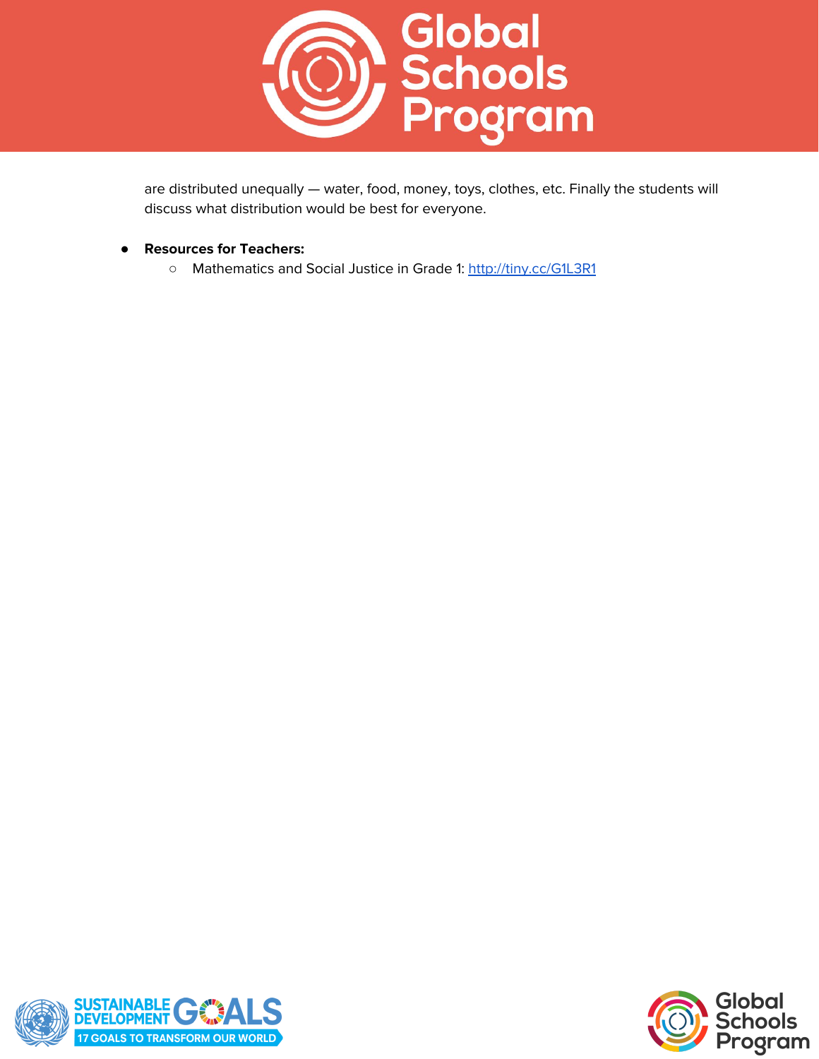are distributed unequally — water, food, money, toys, clothes, etc. Finally the students will discuss what distribution would be best for everyone.

- **Resources for Teachers:**
  - Mathematics and Social Justice in Grade 1: [http://tiny.cc/G1L3R1](http://tiny.cc/G1L3R1)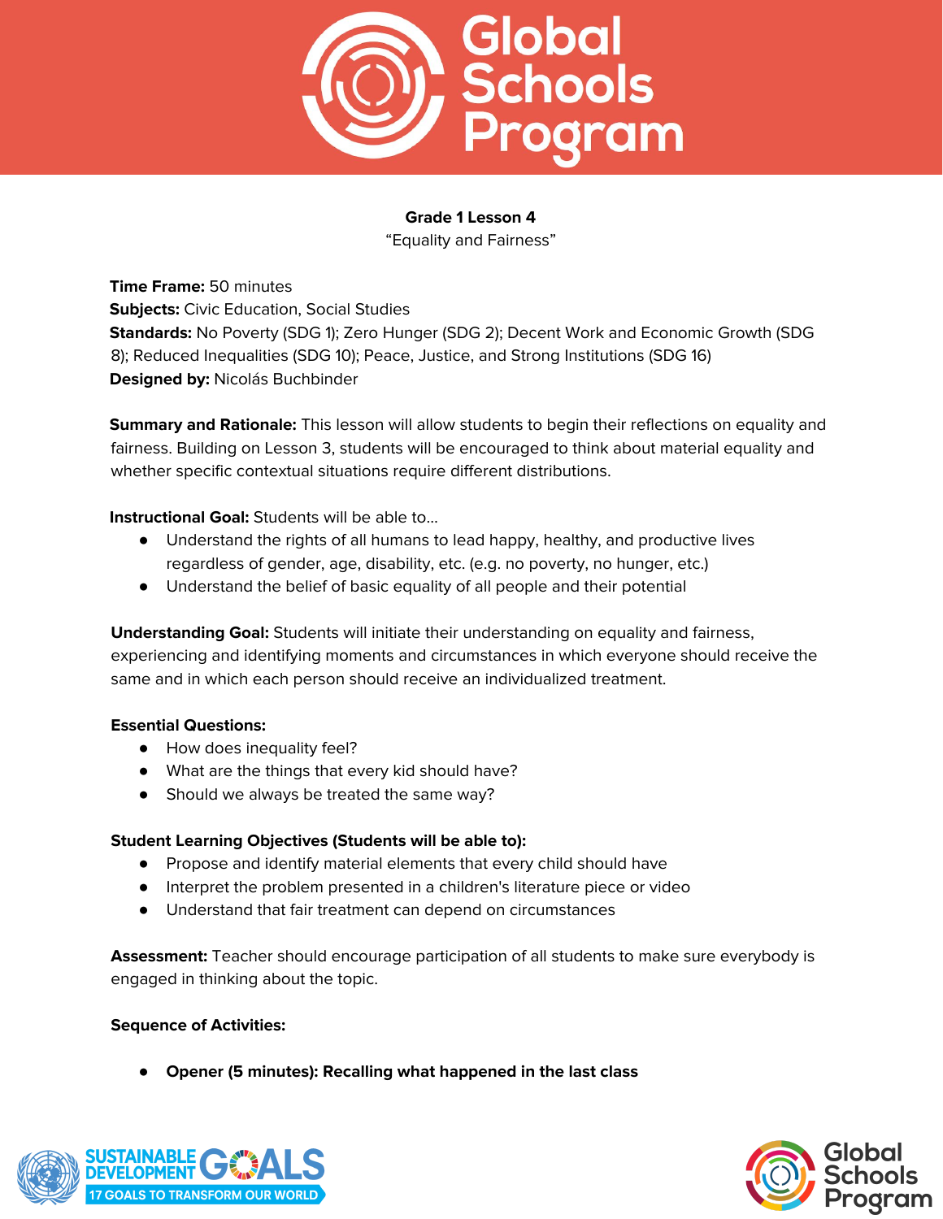**Grade 1 Lesson 4**

"Equality and Fairness"

**Time Frame:** 50 minutes
**Subjects:** Civic Education, Social Studies
**Standards:** No Poverty (SDG 1); Zero Hunger (SDG 2); Decent Work and Economic Growth (SDG 8); Reduced Inequalities (SDG 10); Peace, Justice, and Strong Institutions (SDG 16)
**Designed by:** Nicolás Buchbinder

**Summary and Rationale:** This lesson will allow students to begin their reflections on equality and fairness. Building on Lesson 3, students will be encouraged to think about material equality and whether specific contextual situations require different distributions.

**Instructional Goal:** Students will be able to...

- Understand the rights of all humans to lead happy, healthy, and productive lives regardless of gender, age, disability, etc. (e.g. no poverty, no hunger, etc.)
- Understand the belief of basic equality of all people and their potential

**Understanding Goal:** Students will initiate their understanding on equality and fairness, experiencing and identifying moments and circumstances in which everyone should receive the same and in which each person should receive an individualized treatment.

**Essential Questions:**

- How does inequality feel?
- What are the things that every kid should have?
- Should we always be treated the same way?

**Student Learning Objectives (Students will be able to):**

- Propose and identify material elements that every child should have
- Interpret the problem presented in a children's literature piece or video
- Understand that fair treatment can depend on circumstances

**Assessment:** Teacher should encourage participation of all students to make sure everybody is engaged in thinking about the topic.

**Sequence of Activities:**

- **Opener (5 minutes): Recalling what happened in the last class**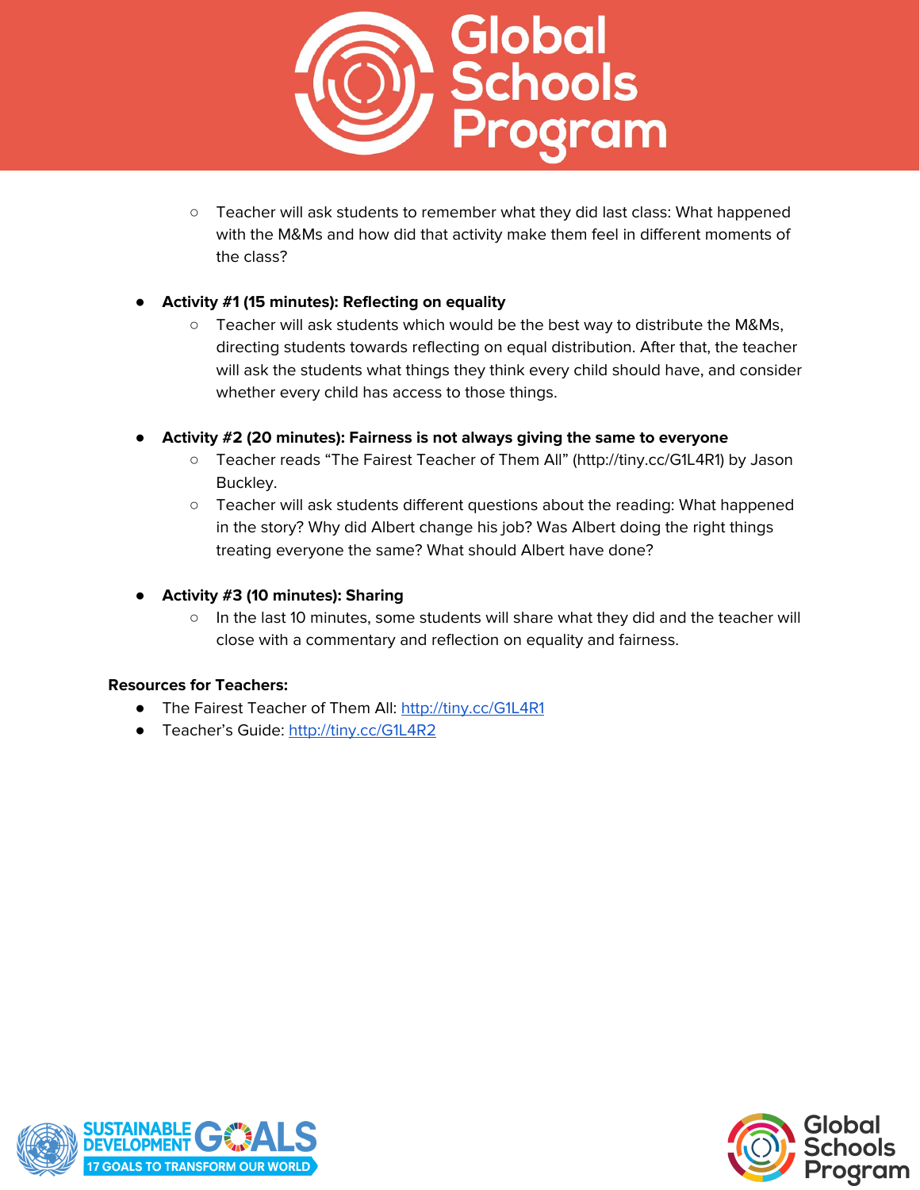- Teacher will ask students to remember what they did last class: What happened with the M&Ms and how did that activity make them feel in different moments of the class?

- **Activity #1 (15 minutes): Reflecting on equality**
  - Teacher will ask students which would be the best way to distribute the M&Ms, directing students towards reflecting on equal distribution. After that, the teacher will ask the students what things they think every child should have, and consider whether every child has access to those things.

- **Activity #2 (20 minutes): Fairness is not always giving the same to everyone**
  - Teacher reads "The Fairest Teacher of Them All" (http://tiny.cc/G1L4R1) by Jason Buckley.
  - Teacher will ask students different questions about the reading: What happened in the story? Why did Albert change his job? Was Albert doing the right things treating everyone the same? What should Albert have done?

- **Activity #3 (10 minutes): Sharing**
  - In the last 10 minutes, some students will share what they did and the teacher will close with a commentary and reflection on equality and fairness.

**Resources for Teachers:**

- The Fairest Teacher of Them All: http://tiny.cc/G1L4R1
- Teacher's Guide: http://tiny.cc/G1L4R2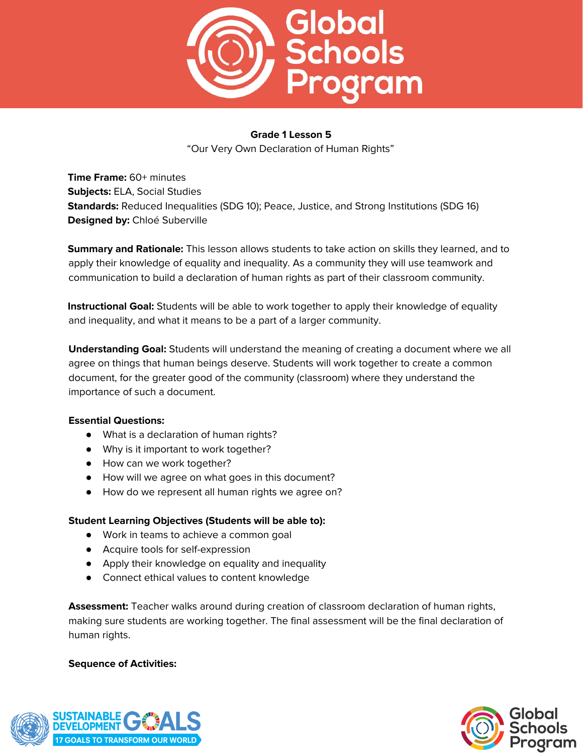**Grade 1 Lesson 5**

"Our Very Own Declaration of Human Rights"

**Time Frame:** 60+ minutes
**Subjects:** ELA, Social Studies
**Standards:** Reduced Inequalities (SDG 10); Peace, Justice, and Strong Institutions (SDG 16)
**Designed by:** Chloé Suberville

**Summary and Rationale:** This lesson allows students to take action on skills they learned, and to apply their knowledge of equality and inequality. As a community they will use teamwork and communication to build a declaration of human rights as part of their classroom community.

**Instructional Goal:** Students will be able to work together to apply their knowledge of equality and inequality, and what it means to be a part of a larger community.

**Understanding Goal:** Students will understand the meaning of creating a document where we all agree on things that human beings deserve. Students will work together to create a common document, for the greater good of the community (classroom) where they understand the importance of such a document.

**Essential Questions:**

- What is a declaration of human rights?
- Why is it important to work together?
- How can we work together?
- How will we agree on what goes in this document?
- How do we represent all human rights we agree on?

**Student Learning Objectives (Students will be able to):**

- Work in teams to achieve a common goal
- Acquire tools for self-expression
- Apply their knowledge on equality and inequality
- Connect ethical values to content knowledge

**Assessment:** Teacher walks around during creation of classroom declaration of human rights, making sure students are working together. The final assessment will be the final declaration of human rights.

**Sequence of Activities:**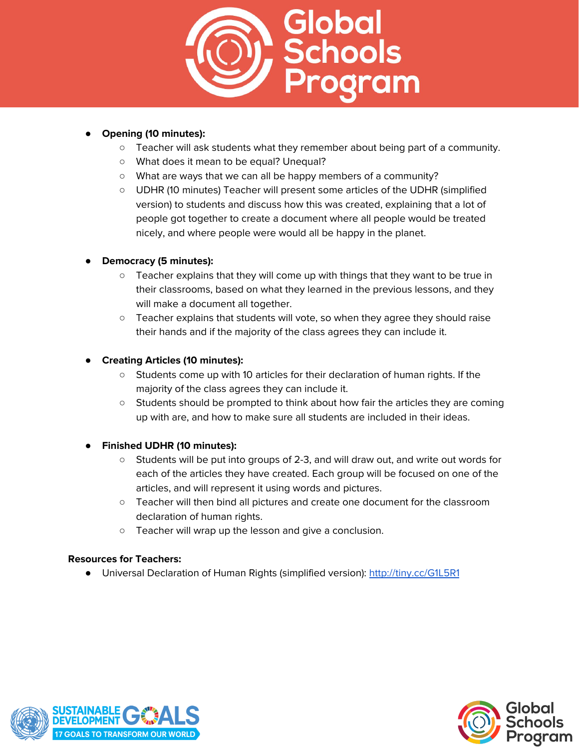- **Opening (10 minutes):**
  - Teacher will ask students what they remember about being part of a community.
  - What does it mean to be equal? Unequal?
  - What are ways that we can all be happy members of a community?
  - UDHR (10 minutes) Teacher will present some articles of the UDHR (simplified version) to students and discuss how this was created, explaining that a lot of people got together to create a document where all people would be treated nicely, and where people were would all be happy in the planet.

- **Democracy (5 minutes):**
  - Teacher explains that they will come up with things that they want to be true in their classrooms, based on what they learned in the previous lessons, and they will make a document all together.
  - Teacher explains that students will vote, so when they agree they should raise their hands and if the majority of the class agrees they can include it.

- **Creating Articles (10 minutes):**
  - Students come up with 10 articles for their declaration of human rights. If the majority of the class agrees they can include it.
  - Students should be prompted to think about how fair the articles they are coming up with are, and how to make sure all students are included in their ideas.

- **Finished UDHR (10 minutes):**
  - Students will be put into groups of 2-3, and will draw out, and write out words for each of the articles they have created. Each group will be focused on one of the articles, and will represent it using words and pictures.
  - Teacher will then bind all pictures and create one document for the classroom declaration of human rights.
  - Teacher will wrap up the lesson and give a conclusion.

**Resources for Teachers:**

- Universal Declaration of Human Rights (simplified version): http://tiny.cc/G1L5R1